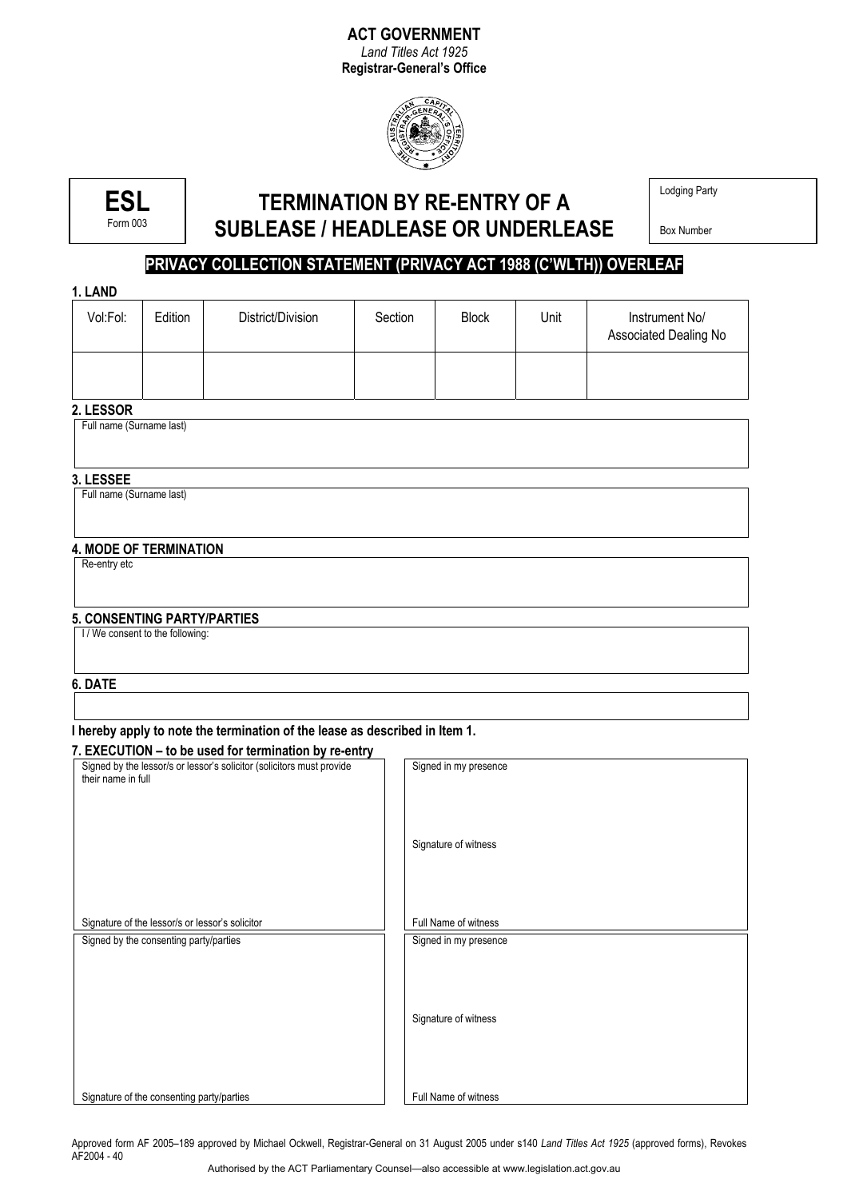**ACT GOVERNMENT**
*Land Titles Act 1925*
**Registrar-General's Office**

**ESL**
Form 003

# TERMINATION BY RE-ENTRY OF A SUBLEASE / HEADLEASE OR UNDERLEASE

Lodging Party

Box Number

**PRIVACY COLLECTION STATEMENT (PRIVACY ACT 1988 (C'WLTH)) OVERLEAF**

**1. LAND**

| Vol:Fol: | Edition | District/Division | Section | Block | Unit | Instrument No/ Associated Dealing No |
|---|---|---|---|---|---|---|
| | | | | | | |

**2. LESSOR**

Full name (Surname last)

**3. LESSEE**

Full name (Surname last)

**4. MODE OF TERMINATION**

Re-entry etc

**5. CONSENTING PARTY/PARTIES**

I / We consent to the following:

**6. DATE**

**I hereby apply to note the termination of the lease as described in Item 1.**

**7. EXECUTION – to be used for termination by re-entry**

| Signed by the lessor/s or lessor's solicitor (solicitors must provide their name in full | Signed in my presence |
|---|---|
| | Signature of witness |
| Signature of the lessor/s or lessor's solicitor | Full Name of witness |
| Signed by the consenting party/parties | Signed in my presence |
| | Signature of witness |
| Signature of the consenting party/parties | Full Name of witness |

Approved form AF 2005–189 approved by Michael Ockwell, Registrar-General on 31 August 2005 under s140 *Land Titles Act 1925* (approved forms), Revokes AF2004 - 40

Authorised by the ACT Parliamentary Counsel—also accessible at www.legislation.act.gov.au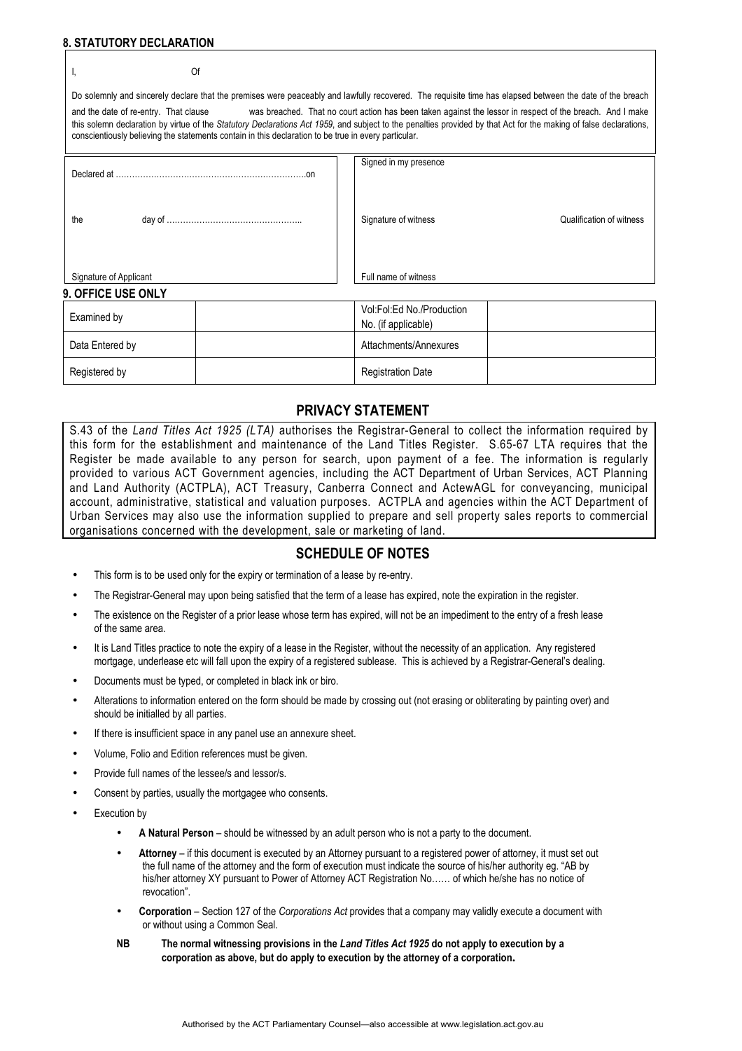### 8. STATUTORY DECLARATION

I, Of

Do solemnly and sincerely declare that the premises were peaceably and lawfully recovered. The requisite time has elapsed between the date of the breach and the date of re-entry. That clause was breached. That no court action has been taken against the lessor in respect of the breach. And I make this solemn declaration by virtue of the *Statutory Declarations Act 1959*, and subject to the penalties provided by that Act for the making of false declarations, conscientiously believing the statements contain in this declaration to be true in every particular.

| | | |
|---|---|---|
| Declared at ……………………………………………………………on | Signed in my presence | |
| the day of ………………………………………….. | Signature of witness | Qualification of witness |
| Signature of Applicant | Full name of witness | |

### 9. OFFICE USE ONLY

| | | | |
|---|---|---|---|
| Examined by | | Vol:Fol:Ed No./Production No. (if applicable) | |
| Data Entered by | | Attachments/Annexures | |
| Registered by | | Registration Date | |

## PRIVACY STATEMENT

S.43 of the *Land Titles Act 1925 (LTA)* authorises the Registrar-General to collect the information required by this form for the establishment and maintenance of the Land Titles Register. S.65-67 LTA requires that the Register be made available to any person for search, upon payment of a fee. The information is regularly provided to various ACT Government agencies, including the ACT Department of Urban Services, ACT Planning and Land Authority (ACTPLA), ACT Treasury, Canberra Connect and ActewAGL for conveyancing, municipal account, administrative, statistical and valuation purposes. ACTPLA and agencies within the ACT Department of Urban Services may also use the information supplied to prepare and sell property sales reports to commercial organisations concerned with the development, sale or marketing of land.

## SCHEDULE OF NOTES

- This form is to be used only for the expiry or termination of a lease by re-entry.
- The Registrar-General may upon being satisfied that the term of a lease has expired, note the expiration in the register.
- The existence on the Register of a prior lease whose term has expired, will not be an impediment to the entry of a fresh lease of the same area.
- It is Land Titles practice to note the expiry of a lease in the Register, without the necessity of an application. Any registered mortgage, underlease etc will fall upon the expiry of a registered sublease. This is achieved by a Registrar-General's dealing.
- Documents must be typed, or completed in black ink or biro.
- Alterations to information entered on the form should be made by crossing out (not erasing or obliterating by painting over) and should be initialled by all parties.
- If there is insufficient space in any panel use an annexure sheet.
- Volume, Folio and Edition references must be given.
- Provide full names of the lessee/s and lessor/s.
- Consent by parties, usually the mortgagee who consents.
- Execution by
  - **A Natural Person** – should be witnessed by an adult person who is not a party to the document.
  - **Attorney** – if this document is executed by an Attorney pursuant to a registered power of attorney, it must set out the full name of the attorney and the form of execution must indicate the source of his/her authority eg. "AB by his/her attorney XY pursuant to Power of Attorney ACT Registration No…… of which he/she has no notice of revocation".
  - **Corporation** – Section 127 of the *Corporations Act* provides that a company may validly execute a document with or without using a Common Seal.

**NB The normal witnessing provisions in the *Land Titles Act 1925* do not apply to execution by a corporation as above, but do apply to execution by the attorney of a corporation.**

Authorised by the ACT Parliamentary Counsel—also accessible at www.legislation.act.gov.au